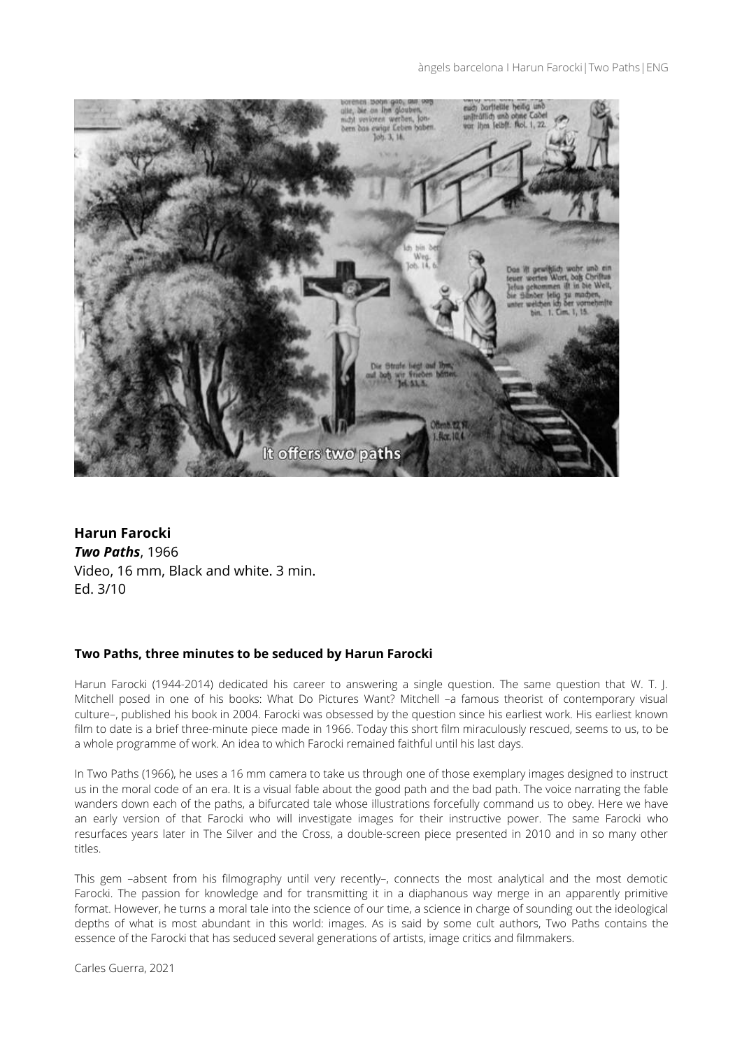**Harun Farocki**
***Two Paths***, 1966
Video, 16 mm, Black and white. 3 min.
Ed. 3/10

**Two Paths, three minutes to be seduced by Harun Farocki**

Harun Farocki (1944-2014) dedicated his career to answering a single question. The same question that W. T. J. Mitchell posed in one of his books: What Do Pictures Want? Mitchell –a famous theorist of contemporary visual culture–, published his book in 2004. Farocki was obsessed by the question since his earliest work. His earliest known film to date is a brief three-minute piece made in 1966. Today this short film miraculously rescued, seems to us, to be a whole programme of work. An idea to which Farocki remained faithful until his last days.

In Two Paths (1966), he uses a 16 mm camera to take us through one of those exemplary images designed to instruct us in the moral code of an era. It is a visual fable about the good path and the bad path. The voice narrating the fable wanders down each of the paths, a bifurcated tale whose illustrations forcefully command us to obey. Here we have an early version of that Farocki who will investigate images for their instructive power. The same Farocki who resurfaces years later in The Silver and the Cross, a double-screen piece presented in 2010 and in so many other titles.

This gem –absent from his filmography until very recently–, connects the most analytical and the most demotic Farocki. The passion for knowledge and for transmitting it in a diaphanous way merge in an apparently primitive format. However, he turns a moral tale into the science of our time, a science in charge of sounding out the ideological depths of what is most abundant in this world: images. As is said by some cult authors, Two Paths contains the essence of the Farocki that has seduced several generations of artists, image critics and filmmakers.

Carles Guerra, 2021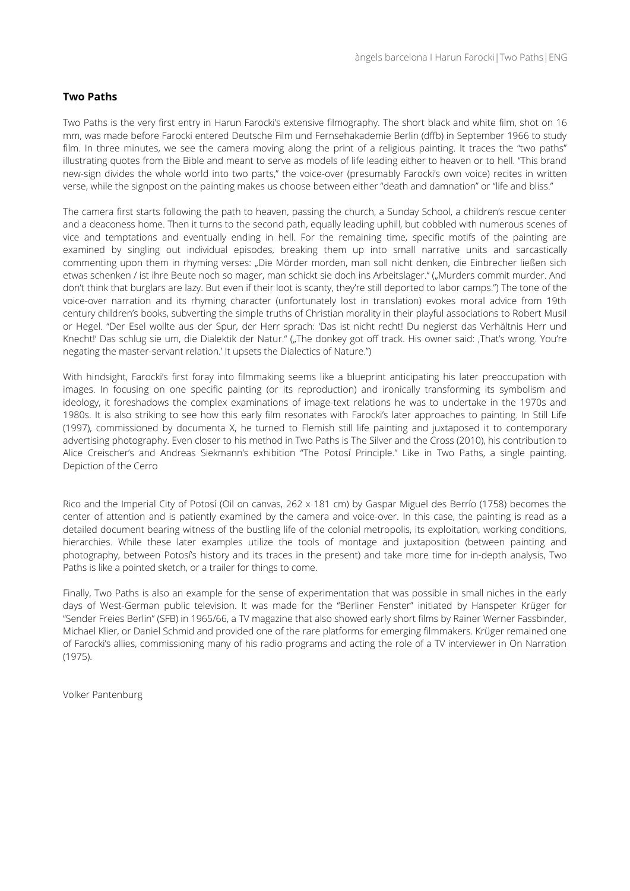## Two Paths

Two Paths is the very first entry in Harun Farocki's extensive filmography. The short black and white film, shot on 16 mm, was made before Farocki entered Deutsche Film und Fernsehakademie Berlin (dffb) in September 1966 to study film. In three minutes, we see the camera moving along the print of a religious painting. It traces the "two paths" illustrating quotes from the Bible and meant to serve as models of life leading either to heaven or to hell. "This brand new-sign divides the whole world into two parts," the voice-over (presumably Farocki's own voice) recites in written verse, while the signpost on the painting makes us choose between either "death and damnation" or "life and bliss."

The camera first starts following the path to heaven, passing the church, a Sunday School, a children's rescue center and a deaconess home. Then it turns to the second path, equally leading uphill, but cobbled with numerous scenes of vice and temptations and eventually ending in hell. For the remaining time, specific motifs of the painting are examined by singling out individual episodes, breaking them up into small narrative units and sarcastically commenting upon them in rhyming verses: „Die Mörder morden, man soll nicht denken, die Einbrecher ließen sich etwas schenken / ist ihre Beute noch so mager, man schickt sie doch ins Arbeitslager." („Murders commit murder. And don't think that burglars are lazy. But even if their loot is scanty, they're still deported to labor camps.") The tone of the voice-over narration and its rhyming character (unfortunately lost in translation) evokes moral advice from 19th century children's books, subverting the simple truths of Christian morality in their playful associations to Robert Musil or Hegel. "Der Esel wollte aus der Spur, der Herr sprach: 'Das ist nicht recht! Du negierst das Verhältnis Herr und Knecht!' Das schlug sie um, die Dialektik der Natur." („The donkey got off track. His owner said: ‚That's wrong. You're negating the master-servant relation.' It upsets the Dialectics of Nature.")

With hindsight, Farocki's first foray into filmmaking seems like a blueprint anticipating his later preoccupation with images. In focusing on one specific painting (or its reproduction) and ironically transforming its symbolism and ideology, it foreshadows the complex examinations of image-text relations he was to undertake in the 1970s and 1980s. It is also striking to see how this early film resonates with Farocki's later approaches to painting. In Still Life (1997), commissioned by documenta X, he turned to Flemish still life painting and juxtaposed it to contemporary advertising photography. Even closer to his method in Two Paths is The Silver and the Cross (2010), his contribution to Alice Creischer's and Andreas Siekmann's exhibition "The Potosí Principle." Like in Two Paths, a single painting, Depiction of the Cerro Rico and the Imperial City of Potosí (Oil on canvas, 262 x 181 cm) by Gaspar Miguel des Berrío (1758) becomes the center of attention and is patiently examined by the camera and voice-over. In this case, the painting is read as a detailed document bearing witness of the bustling life of the colonial metropolis, its exploitation, working conditions, hierarchies. While these later examples utilize the tools of montage and juxtaposition (between painting and photography, between Potosí's history and its traces in the present) and take more time for in-depth analysis, Two Paths is like a pointed sketch, or a trailer for things to come.

Finally, Two Paths is also an example for the sense of experimentation that was possible in small niches in the early days of West-German public television. It was made for the "Berliner Fenster" initiated by Hanspeter Krüger for "Sender Freies Berlin" (SFB) in 1965/66, a TV magazine that also showed early short films by Rainer Werner Fassbinder, Michael Klier, or Daniel Schmid and provided one of the rare platforms for emerging filmmakers. Krüger remained one of Farocki's allies, commissioning many of his radio programs and acting the role of a TV interviewer in On Narration (1975).

Volker Pantenburg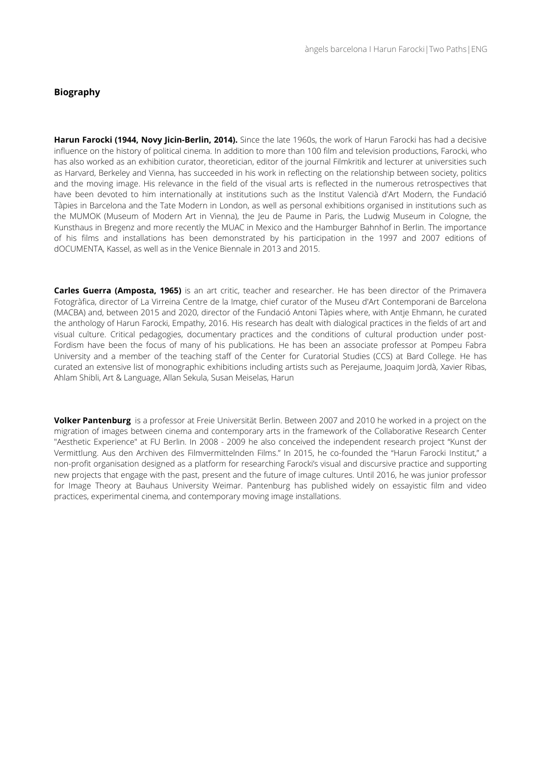## Biography

**Harun Farocki (1944, Novy Jicin-Berlin, 2014).** Since the late 1960s, the work of Harun Farocki has had a decisive influence on the history of political cinema. In addition to more than 100 film and television productions, Farocki, who has also worked as an exhibition curator, theoretician, editor of the journal Filmkritik and lecturer at universities such as Harvard, Berkeley and Vienna, has succeeded in his work in reflecting on the relationship between society, politics and the moving image. His relevance in the field of the visual arts is reflected in the numerous retrospectives that have been devoted to him internationally at institutions such as the Institut Valencià d'Art Modern, the Fundació Tàpies in Barcelona and the Tate Modern in London, as well as personal exhibitions organised in institutions such as the MUMOK (Museum of Modern Art in Vienna), the Jeu de Paume in Paris, the Ludwig Museum in Cologne, the Kunsthaus in Bregenz and more recently the MUAC in Mexico and the Hamburger Bahnhof in Berlin. The importance of his films and installations has been demonstrated by his participation in the 1997 and 2007 editions of dOCUMENTA, Kassel, as well as in the Venice Biennale in 2013 and 2015.

**Carles Guerra (Amposta, 1965)** is an art critic, teacher and researcher. He has been director of the Primavera Fotogràfica, director of La Virreina Centre de la Imatge, chief curator of the Museu d'Art Contemporani de Barcelona (MACBA) and, between 2015 and 2020, director of the Fundació Antoni Tàpies where, with Antje Ehmann, he curated the anthology of Harun Farocki, Empathy, 2016. His research has dealt with dialogical practices in the fields of art and visual culture. Critical pedagogies, documentary practices and the conditions of cultural production under post-Fordism have been the focus of many of his publications. He has been an associate professor at Pompeu Fabra University and a member of the teaching staff of the Center for Curatorial Studies (CCS) at Bard College. He has curated an extensive list of monographic exhibitions including artists such as Perejaume, Joaquim Jordà, Xavier Ribas, Ahlam Shibli, Art & Language, Allan Sekula, Susan Meiselas, Harun

**Volker Pantenburg** is a professor at Freie Universität Berlin. Between 2007 and 2010 he worked in a project on the migration of images between cinema and contemporary arts in the framework of the Collaborative Research Center "Aesthetic Experience" at FU Berlin. In 2008 - 2009 he also conceived the independent research project "Kunst der Vermittlung. Aus den Archiven des Filmvermittelnden Films." In 2015, he co-founded the "Harun Farocki Institut," a non-profit organisation designed as a platform for researching Farocki's visual and discursive practice and supporting new projects that engage with the past, present and the future of image cultures. Until 2016, he was junior professor for Image Theory at Bauhaus University Weimar. Pantenburg has published widely on essayistic film and video practices, experimental cinema, and contemporary moving image installations.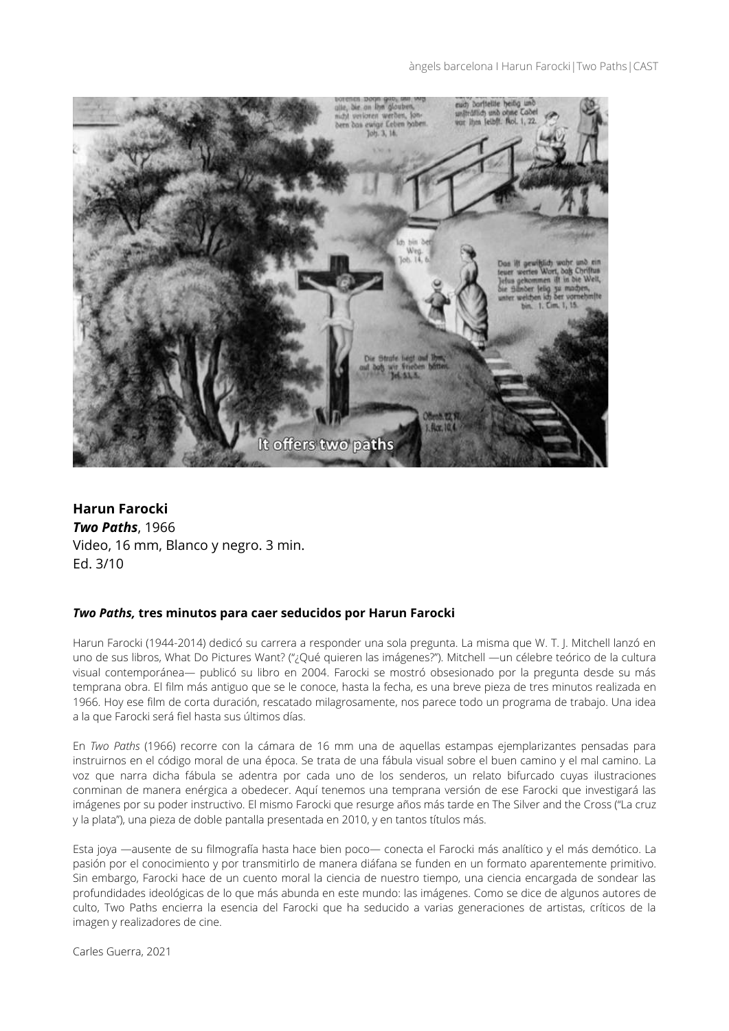**Harun Farocki**
***Two Paths***, 1966
Video, 16 mm, Blanco y negro. 3 min.
Ed. 3/10

#### ***Two Paths,*** **tres minutos para caer seducidos por Harun Farocki**

Harun Farocki (1944-2014) dedicó su carrera a responder una sola pregunta. La misma que W. T. J. Mitchell lanzó en uno de sus libros, What Do Pictures Want? ("¿Qué quieren las imágenes?"). Mitchell —un célebre teórico de la cultura visual contemporánea— publicó su libro en 2004. Farocki se mostró obsesionado por la pregunta desde su más temprana obra. El film más antiguo que se le conoce, hasta la fecha, es una breve pieza de tres minutos realizada en 1966. Hoy ese film de corta duración, rescatado milagrosamente, nos parece todo un programa de trabajo. Una idea a la que Farocki será fiel hasta sus últimos días.

En *Two Paths* (1966) recorre con la cámara de 16 mm una de aquellas estampas ejemplarizantes pensadas para instruirnos en el código moral de una época. Se trata de una fábula visual sobre el buen camino y el mal camino. La voz que narra dicha fábula se adentra por cada uno de los senderos, un relato bifurcado cuyas ilustraciones conminan de manera enérgica a obedecer. Aquí tenemos una temprana versión de ese Farocki que investigará las imágenes por su poder instructivo. El mismo Farocki que resurge años más tarde en The Silver and the Cross ("La cruz y la plata"), una pieza de doble pantalla presentada en 2010, y en tantos títulos más.

Esta joya —ausente de su filmografía hasta hace bien poco— conecta el Farocki más analítico y el más demótico. La pasión por el conocimiento y por transmitirlo de manera diáfana se funden en un formato aparentemente primitivo. Sin embargo, Farocki hace de un cuento moral la ciencia de nuestro tiempo, una ciencia encargada de sondear las profundidades ideológicas de lo que más abunda en este mundo: las imágenes. Como se dice de algunos autores de culto, Two Paths encierra la esencia del Farocki que ha seducido a varias generaciones de artistas, críticos de la imagen y realizadores de cine.

Carles Guerra, 2021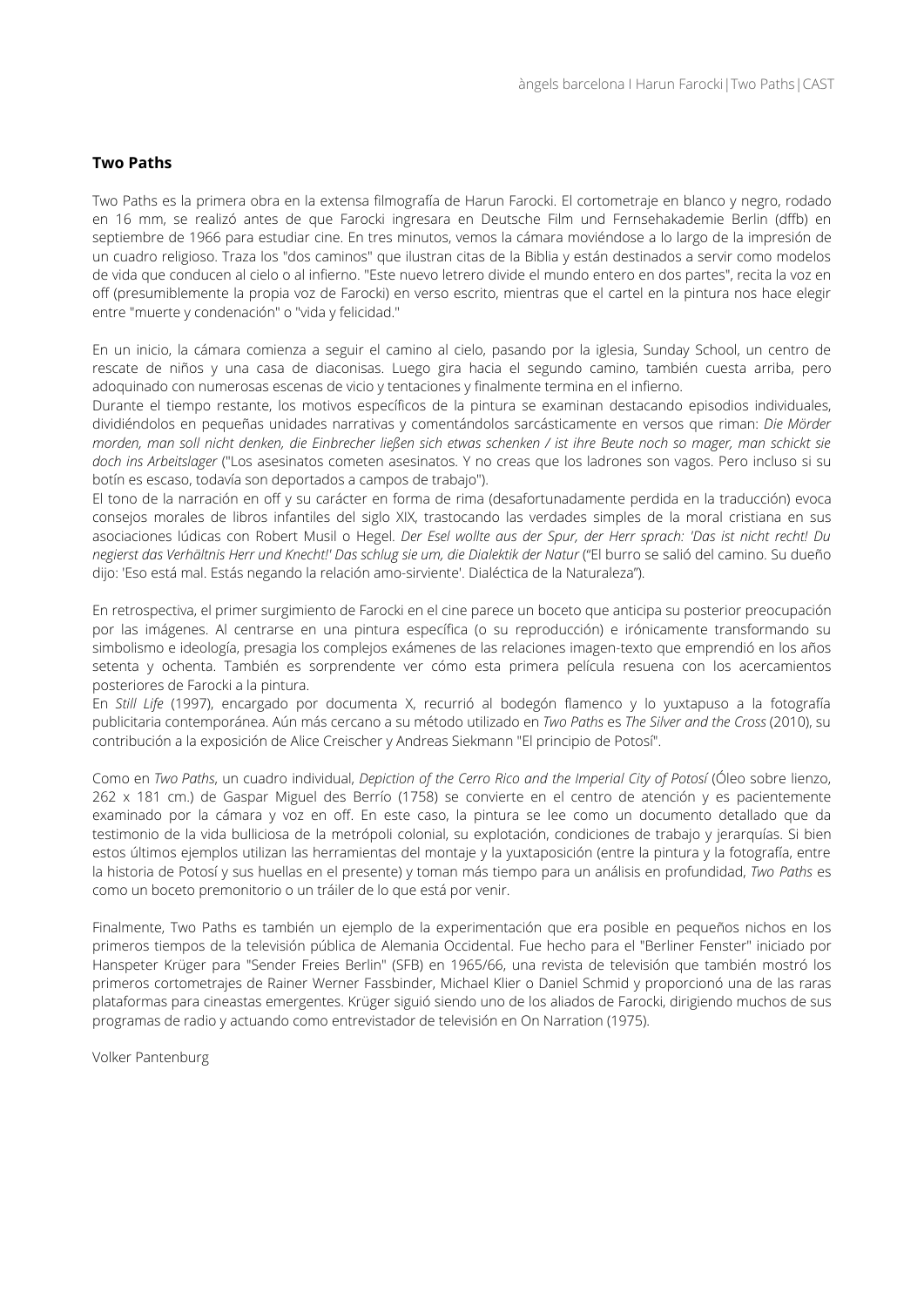## Two Paths

Two Paths es la primera obra en la extensa filmografía de Harun Farocki. El cortometraje en blanco y negro, rodado en 16 mm, se realizó antes de que Farocki ingresara en Deutsche Film und Fernsehakademie Berlin (dffb) en septiembre de 1966 para estudiar cine. En tres minutos, vemos la cámara moviéndose a lo largo de la impresión de un cuadro religioso. Traza los "dos caminos" que ilustran citas de la Biblia y están destinados a servir como modelos de vida que conducen al cielo o al infierno. "Este nuevo letrero divide el mundo entero en dos partes", recita la voz en off (presumiblemente la propia voz de Farocki) en verso escrito, mientras que el cartel en la pintura nos hace elegir entre "muerte y condenación" o "vida y felicidad."

En un inicio, la cámara comienza a seguir el camino al cielo, pasando por la iglesia, Sunday School, un centro de rescate de niños y una casa de diaconisas. Luego gira hacia el segundo camino, también cuesta arriba, pero adoquinado con numerosas escenas de vicio y tentaciones y finalmente termina en el infierno.

Durante el tiempo restante, los motivos específicos de la pintura se examinan destacando episodios individuales, dividiéndolos en pequeñas unidades narrativas y comentándolos sarcásticamente en versos que riman: *Die Mörder morden, man soll nicht denken, die Einbrecher ließen sich etwas schenken / ist ihre Beute noch so mager, man schickt sie doch ins Arbeitslager* ("Los asesinatos cometen asesinatos. Y no creas que los ladrones son vagos. Pero incluso si su botín es escaso, todavía son deportados a campos de trabajo").

El tono de la narración en off y su carácter en forma de rima (desafortunadamente perdida en la traducción) evoca consejos morales de libros infantiles del siglo XIX, trastocando las verdades simples de la moral cristiana en sus asociaciones lúdicas con Robert Musil o Hegel. *Der Esel wollte aus der Spur, der Herr sprach: 'Das ist nicht recht! Du negierst das Verhältnis Herr und Knecht!' Das schlug sie um, die Dialektik der Natur* ("El burro se salió del camino. Su dueño dijo: 'Eso está mal. Estás negando la relación amo-sirviente'. Dialéctica de la Naturaleza").

En retrospectiva, el primer surgimiento de Farocki en el cine parece un boceto que anticipa su posterior preocupación por las imágenes. Al centrarse en una pintura específica (o su reproducción) e irónicamente transformando su simbolismo e ideología, presagia los complejos exámenes de las relaciones imagen-texto que emprendió en los años setenta y ochenta. También es sorprendente ver cómo esta primera película resuena con los acercamientos posteriores de Farocki a la pintura.

En *Still Life* (1997), encargado por documenta X, recurrió al bodegón flamenco y lo yuxtapuso a la fotografía publicitaria contemporánea. Aún más cercano a su método utilizado en *Two Paths* es *The Silver and the Cross* (2010), su contribución a la exposición de Alice Creischer y Andreas Siekmann "El principio de Potosí".

Como en *Two Paths*, un cuadro individual, *Depiction of the Cerro Rico and the Imperial City of Potosí* (Óleo sobre lienzo, 262 x 181 cm.) de Gaspar Miguel des Berrío (1758) se convierte en el centro de atención y es pacientemente examinado por la cámara y voz en off. En este caso, la pintura se lee como un documento detallado que da testimonio de la vida bulliciosa de la metrópoli colonial, su explotación, condiciones de trabajo y jerarquías. Si bien estos últimos ejemplos utilizan las herramientas del montaje y la yuxtaposición (entre la pintura y la fotografía, entre la historia de Potosí y sus huellas en el presente) y toman más tiempo para un análisis en profundidad, *Two Paths* es como un boceto premonitorio o un tráiler de lo que está por venir.

Finalmente, Two Paths es también un ejemplo de la experimentación que era posible en pequeños nichos en los primeros tiempos de la televisión pública de Alemania Occidental. Fue hecho para el "Berliner Fenster" iniciado por Hanspeter Krüger para "Sender Freies Berlin" (SFB) en 1965/66, una revista de televisión que también mostró los primeros cortometrajes de Rainer Werner Fassbinder, Michael Klier o Daniel Schmid y proporcionó una de las raras plataformas para cineastas emergentes. Krüger siguió siendo uno de los aliados de Farocki, dirigiendo muchos de sus programas de radio y actuando como entrevistador de televisión en On Narration (1975).

Volker Pantenburg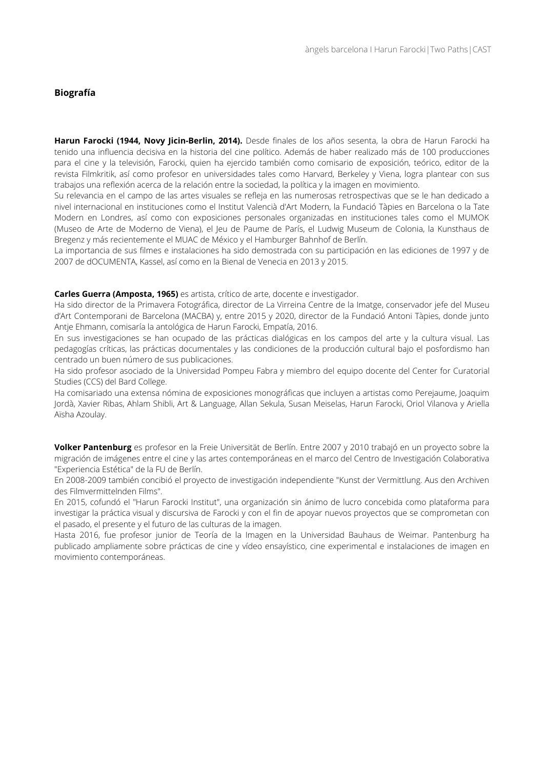## Biografía

**Harun Farocki (1944, Novy Jicin-Berlin, 2014).** Desde finales de los años sesenta, la obra de Harun Farocki ha tenido una influencia decisiva en la historia del cine político. Además de haber realizado más de 100 producciones para el cine y la televisión, Farocki, quien ha ejercido también como comisario de exposición, teórico, editor de la revista Filmkritik, así como profesor en universidades tales como Harvard, Berkeley y Viena, logra plantear con sus trabajos una reflexión acerca de la relación entre la sociedad, la política y la imagen en movimiento.
Su relevancia en el campo de las artes visuales se refleja en las numerosas retrospectivas que se le han dedicado a nivel internacional en instituciones como el Institut Valencià d'Art Modern, la Fundació Tàpies en Barcelona o la Tate Modern en Londres, así como con exposiciones personales organizadas en instituciones tales como el MUMOK (Museo de Arte de Moderno de Viena), el Jeu de Paume de París, el Ludwig Museum de Colonia, la Kunsthaus de Bregenz y más recientemente el MUAC de México y el Hamburger Bahnhof de Berlín.
La importancia de sus filmes e instalaciones ha sido demostrada con su participación en las ediciones de 1997 y de 2007 de dOCUMENTA, Kassel, así como en la Bienal de Venecia en 2013 y 2015.

**Carles Guerra (Amposta, 1965)** es artista, crítico de arte, docente e investigador.
Ha sido director de la Primavera Fotográfica, director de La Virreina Centre de la Imatge, conservador jefe del Museu d'Art Contemporani de Barcelona (MACBA) y, entre 2015 y 2020, director de la Fundació Antoni Tàpies, donde junto Antje Ehmann, comisaría la antológica de Harun Farocki, Empatía, 2016.
En sus investigaciones se han ocupado de las prácticas dialógicas en los campos del arte y la cultura visual. Las pedagogías críticas, las prácticas documentales y las condiciones de la producción cultural bajo el posfordismo han centrado un buen número de sus publicaciones.
Ha sido profesor asociado de la Universidad Pompeu Fabra y miembro del equipo docente del Center for Curatorial Studies (CCS) del Bard College.
Ha comisariado una extensa nómina de exposiciones monográficas que incluyen a artistas como Perejaume, Joaquim Jordà, Xavier Ribas, Ahlam Shibli, Art & Language, Allan Sekula, Susan Meiselas, Harun Farocki, Oriol Vilanova y Ariella Aïsha Azoulay.

**Volker Pantenburg** es profesor en la Freie Universität de Berlín. Entre 2007 y 2010 trabajó en un proyecto sobre la migración de imágenes entre el cine y las artes contemporáneas en el marco del Centro de Investigación Colaborativa "Experiencia Estética" de la FU de Berlín.
En 2008-2009 también concibió el proyecto de investigación independiente "Kunst der Vermittlung. Aus den Archiven des Filmvermittelnden Films".
En 2015, cofundó el "Harun Farocki Institut", una organización sin ánimo de lucro concebida como plataforma para investigar la práctica visual y discursiva de Farocki y con el fin de apoyar nuevos proyectos que se comprometan con el pasado, el presente y el futuro de las culturas de la imagen.
Hasta 2016, fue profesor junior de Teoría de la Imagen en la Universidad Bauhaus de Weimar. Pantenburg ha publicado ampliamente sobre prácticas de cine y vídeo ensayístico, cine experimental e instalaciones de imagen en movimiento contemporáneas.